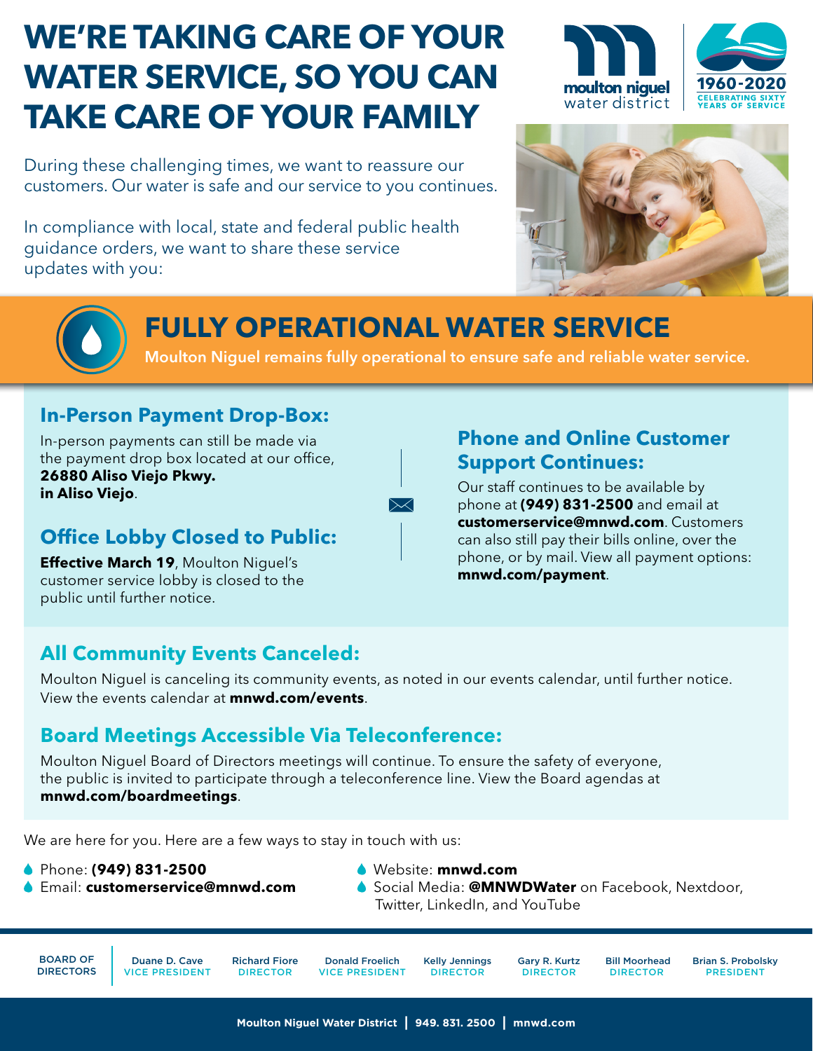# WE'RE TAKING CARE OF YOUR WATER SERVICE, SO YOU CAN TAKE CARE OF YOUR FAMILY

moulton niguel water district

1960-2020 CELEBRATING SIXTY YEARS OF SERVICE

During these challenging times, we want to reassure our customers. Our water is safe and our service to you continues.

In compliance with local, state and federal public health guidance orders, we want to share these service updates with you:

## FULLY OPERATIONAL WATER SERVICE

**Moulton Niguel remains fully operational to ensure safe and reliable water service.**

### In-Person Payment Drop-Box:

In-person payments can still be made via the payment drop box located at our office, **26880 Aliso Viejo Pkwy. in Aliso Viejo**.

### Office Lobby Closed to Public:

**Effective March 19**, Moulton Niguel's customer service lobby is closed to the public until further notice.

### Phone and Online Customer Support Continues:

Our staff continues to be available by phone at **(949) 831-2500** and email at **customerservice@mnwd.com**. Customers can also still pay their bills online, over the phone, or by mail. View all payment options: **mnwd.com/payment**.

### All Community Events Canceled:

Moulton Niguel is canceling its community events, as noted in our events calendar, until further notice. View the events calendar at **mnwd.com/events**.

### Board Meetings Accessible Via Teleconference:

Moulton Niguel Board of Directors meetings will continue. To ensure the safety of everyone, the public is invited to participate through a teleconference line. View the Board agendas at **mnwd.com/boardmeetings**.

We are here for you. Here are a few ways to stay in touch with us:

- Phone: **(949) 831-2500**
- Email: **customerservice@mnwd.com**
- Website: **mnwd.com**
- Social Media: **@MNWDWater** on Facebook, Nextdoor, Twitter, LinkedIn, and YouTube

**BOARD OF DIRECTORS**

- Duane D. Cave, VICE PRESIDENT
- Richard Fiore, DIRECTOR
- Donald Froelich, VICE PRESIDENT
- Kelly Jennings, DIRECTOR
- Gary R. Kurtz, DIRECTOR
- Bill Moorhead, DIRECTOR
- Brian S. Probolsky, PRESIDENT

**Moulton Niguel Water District | 949. 831. 2500 | mnwd.com**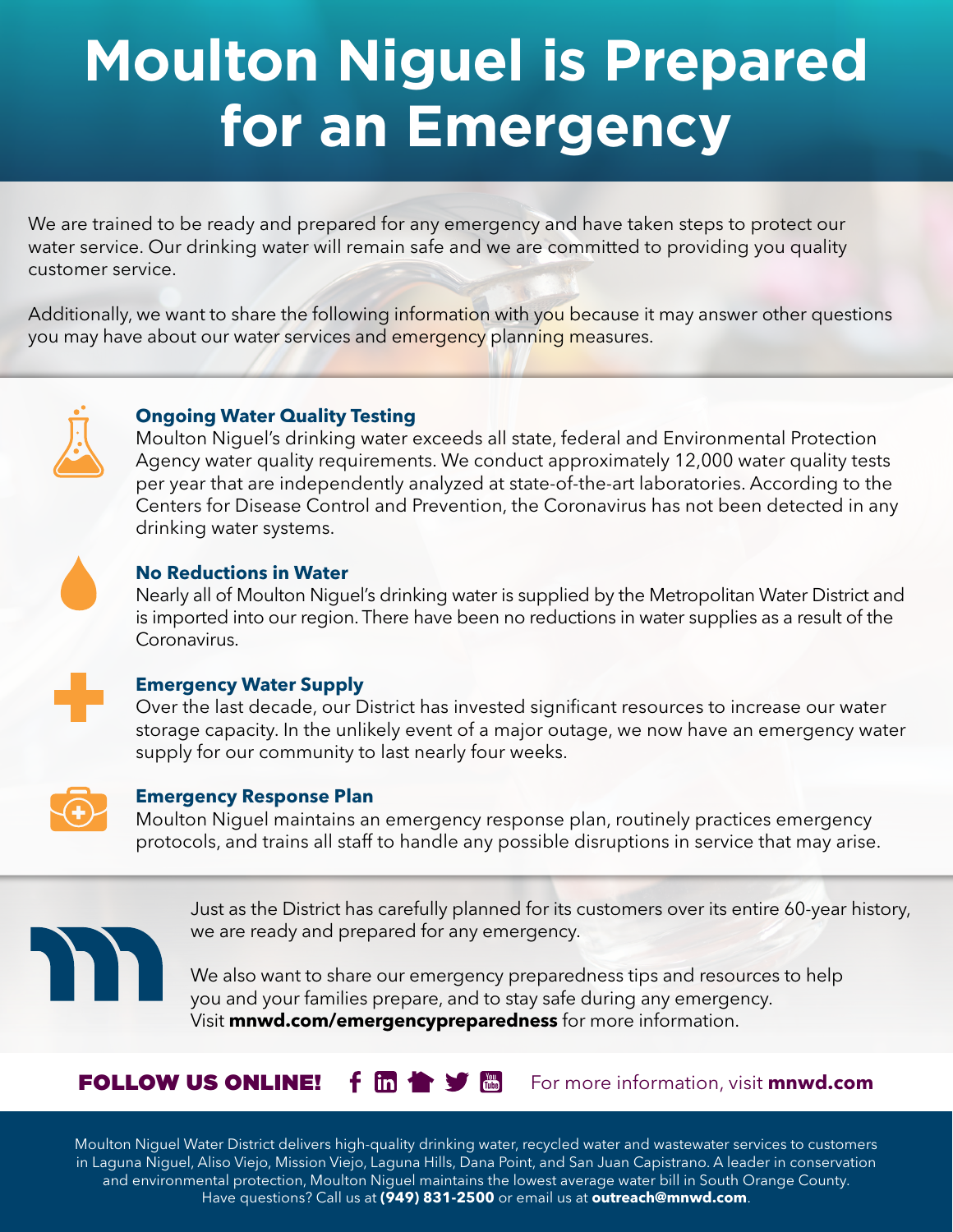# Moulton Niguel is Prepared for an Emergency

We are trained to be ready and prepared for any emergency and have taken steps to protect our water service. Our drinking water will remain safe and we are committed to providing you quality customer service.

Additionally, we want to share the following information with you because it may answer other questions you may have about our water services and emergency planning measures.

### Ongoing Water Quality Testing

Moulton Niguel's drinking water exceeds all state, federal and Environmental Protection Agency water quality requirements. We conduct approximately 12,000 water quality tests per year that are independently analyzed at state-of-the-art laboratories. According to the Centers for Disease Control and Prevention, the Coronavirus has not been detected in any drinking water systems.

### No Reductions in Water

Nearly all of Moulton Niguel's drinking water is supplied by the Metropolitan Water District and is imported into our region. There have been no reductions in water supplies as a result of the Coronavirus.

### Emergency Water Supply

Over the last decade, our District has invested significant resources to increase our water storage capacity. In the unlikely event of a major outage, we now have an emergency water supply for our community to last nearly four weeks.

### Emergency Response Plan

Moulton Niguel maintains an emergency response plan, routinely practices emergency protocols, and trains all staff to handle any possible disruptions in service that may arise.

Just as the District has carefully planned for its customers over its entire 60-year history, we are ready and prepared for any emergency.

We also want to share our emergency preparedness tips and resources to help you and your families prepare, and to stay safe during any emergency. Visit **mnwd.com/emergencypreparedness** for more information.

**FOLLOW US ONLINE!** For more information, visit **mnwd.com**

Moulton Niguel Water District delivers high-quality drinking water, recycled water and wastewater services to customers in Laguna Niguel, Aliso Viejo, Mission Viejo, Laguna Hills, Dana Point, and San Juan Capistrano. A leader in conservation and environmental protection, Moulton Niguel maintains the lowest average water bill in South Orange County. Have questions? Call us at **(949) 831-2500** or email us at **outreach@mnwd.com**.